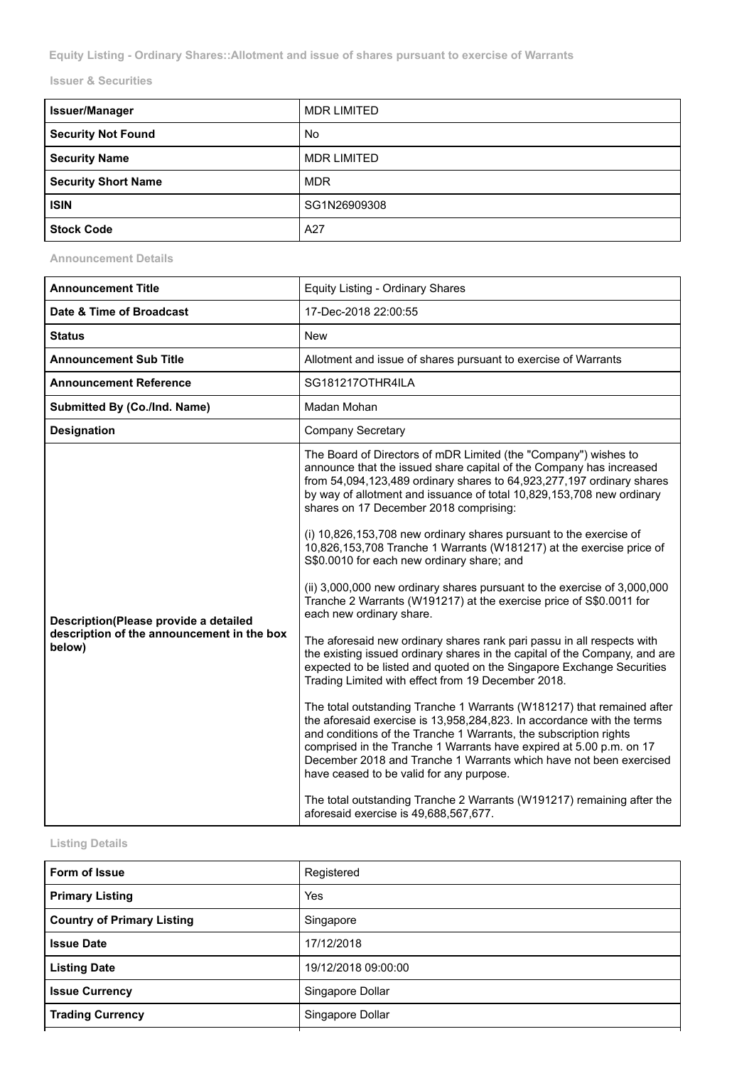Equity Listing - Ordinary Shares::Allotment and issue of shares pursuant to exercise of Warrants

## Issuer & Securities

| Issuer/Manager | MDR LIMITED |
|---|---|
| Security Not Found | No |
| Security Name | MDR LIMITED |
| Security Short Name | MDR |
| ISIN | SG1N26909308 |
| Stock Code | A27 |

## Announcement Details

| Announcement Title | Equity Listing - Ordinary Shares |
|---|---|
| Date & Time of Broadcast | 17-Dec-2018 22:00:55 |
| Status | New |
| Announcement Sub Title | Allotment and issue of shares pursuant to exercise of Warrants |
| Announcement Reference | SG181217OTHR4ILA |
| Submitted By (Co./Ind. Name) | Madan Mohan |
| Designation | Company Secretary |
| Description(Please provide a detailed description of the announcement in the box below) | The Board of Directors of mDR Limited (the "Company") wishes to announce that the issued share capital of the Company has increased from 54,094,123,489 ordinary shares to 64,923,277,197 ordinary shares by way of allotment and issuance of total 10,829,153,708 new ordinary shares on 17 December 2018 comprising:<br><br>(i) 10,826,153,708 new ordinary shares pursuant to the exercise of 10,826,153,708 Tranche 1 Warrants (W181217) at the exercise price of S$0.0010 for each new ordinary share; and<br><br>(ii) 3,000,000 new ordinary shares pursuant to the exercise of 3,000,000 Tranche 2 Warrants (W191217) at the exercise price of S$0.0011 for each new ordinary share.<br><br>The aforesaid new ordinary shares rank pari passu in all respects with the existing issued ordinary shares in the capital of the Company, and are expected to be listed and quoted on the Singapore Exchange Securities Trading Limited with effect from 19 December 2018.<br><br>The total outstanding Tranche 1 Warrants (W181217) that remained after the aforesaid exercise is 13,958,284,823. In accordance with the terms and conditions of the Tranche 1 Warrants, the subscription rights comprised in the Tranche 1 Warrants have expired at 5.00 p.m. on 17 December 2018 and Tranche 1 Warrants which have not been exercised have ceased to be valid for any purpose.<br><br>The total outstanding Tranche 2 Warrants (W191217) remaining after the aforesaid exercise is 49,688,567,677. |

## Listing Details

| Form of Issue | Registered |
|---|---|
| Primary Listing | Yes |
| Country of Primary Listing | Singapore |
| Issue Date | 17/12/2018 |
| Listing Date | 19/12/2018 09:00:00 |
| Issue Currency | Singapore Dollar |
| Trading Currency | Singapore Dollar |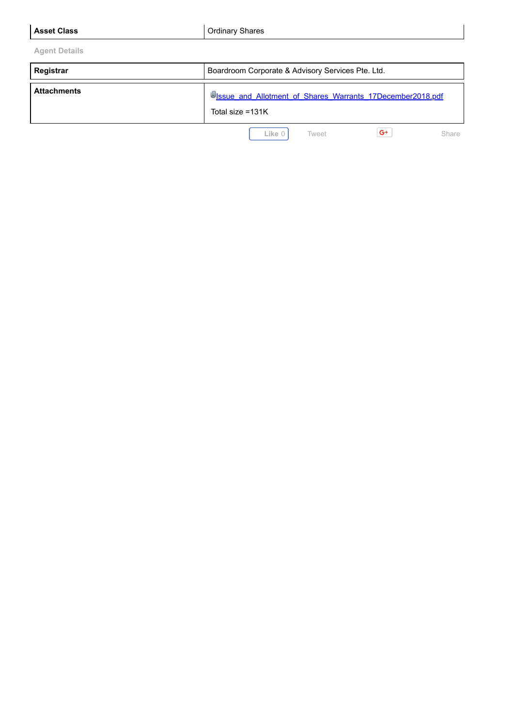| | |
|---|---|
| **Asset Class** | Ordinary Shares |

Agent Details

| | |
|---|---|
| **Registrar** | Boardroom Corporate & Advisory Services Pte. Ltd. |

| | |
|---|---|
| **Attachments** | Issue_and_Allotment_of_Shares_Warrants_17December2018.pdf<br>Total size =131K |

Like 0 Tweet G+ Share